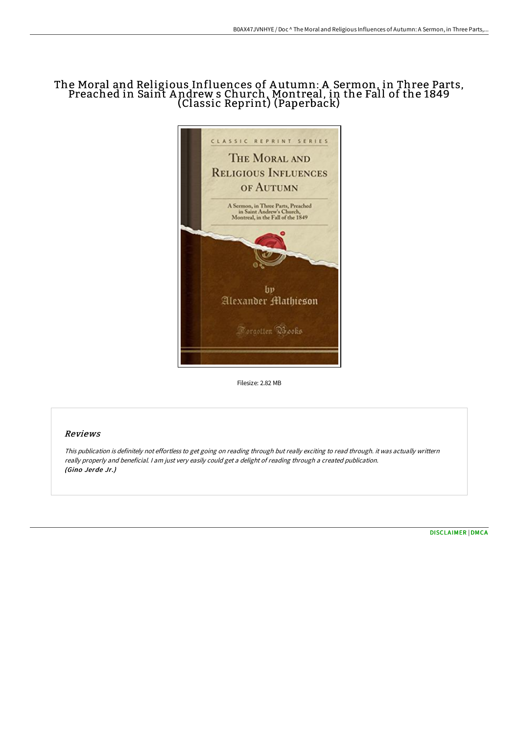# The Moral and Religious Influences of Autumn: A Sermon, in Three Parts, Preached in Saint Andrew s Church, Montreal, in the Fall of the 1849 (Classic Reprint) (Paperback)

Filesize: 2.82 MB

## Reviews

*This publication is definitely not effortless to get going on reading through but really exciting to read through. it was actually writtern really properly and beneficial. I am just very easily could get a delight of reading through a created publication.*
*(Gino Jerde Jr.)*

DISCLAIMER | DMCA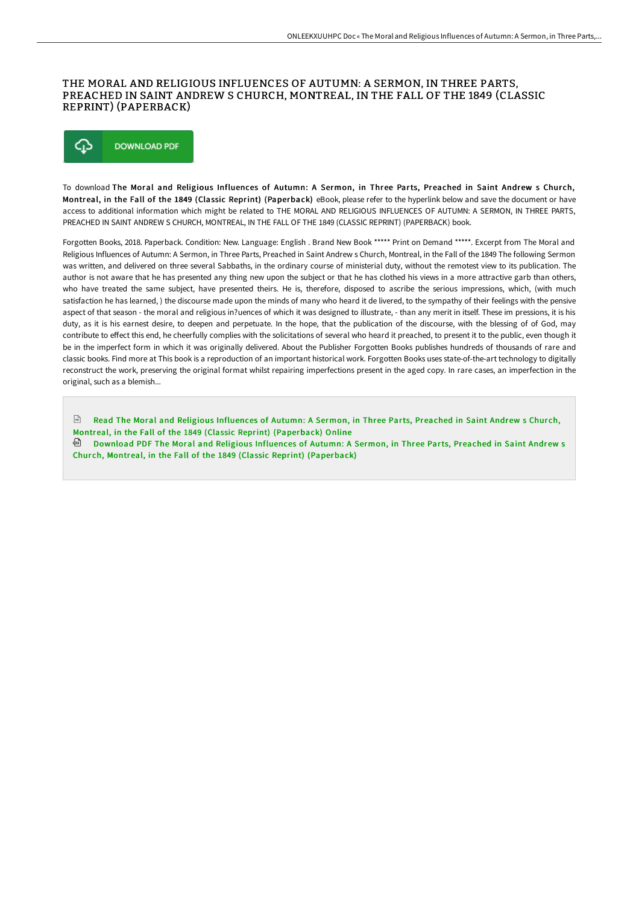# THE MORAL AND RELIGIOUS INFLUENCES OF AUTUMN: A SERMON, IN THREE PARTS, PREACHED IN SAINT ANDREW S CHURCH, MONTREAL, IN THE FALL OF THE 1849 (CLASSIC REPRINT) (PAPERBACK)

DOWNLOAD PDF

To download **The Moral and Religious Influences of Autumn: A Sermon, in Three Parts, Preached in Saint Andrew s Church, Montreal, in the Fall of the 1849 (Classic Reprint) (Paperback)** eBook, please refer to the hyperlink below and save the document or have access to additional information which might be related to THE MORAL AND RELIGIOUS INFLUENCES OF AUTUMN: A SERMON, IN THREE PARTS, PREACHED IN SAINT ANDREW S CHURCH, MONTREAL, IN THE FALL OF THE 1849 (CLASSIC REPRINT) (PAPERBACK) book.

Forgotten Books, 2018. Paperback. Condition: New. Language: English . Brand New Book ***** Print on Demand *****. Excerpt from The Moral and Religious Influences of Autumn: A Sermon, in Three Parts, Preached in Saint Andrew s Church, Montreal, in the Fall of the 1849 The following Sermon was written, and delivered on three several Sabbaths, in the ordinary course of ministerial duty, without the remotest view to its publication. The author is not aware that he has presented any thing new upon the subject or that he has clothed his views in a more attractive garb than others, who have treated the same subject, have presented theirs. He is, therefore, disposed to ascribe the serious impressions, which, (with much satisfaction he has learned, ) the discourse made upon the minds of many who heard it de livered, to the sympathy of their feelings with the pensive aspect of that season - the moral and religious in?uences of which it was designed to illustrate, - than any merit in itself. These im pressions, it is his duty, as it is his earnest desire, to deepen and perpetuate. In the hope, that the publication of the discourse, with the blessing of of God, may contribute to effect this end, he cheerfully complies with the solicitations of several who heard it preached, to present it to the public, even though it be in the imperfect form in which it was originally delivered. About the Publisher Forgotten Books publishes hundreds of thousands of rare and classic books. Find more at This book is a reproduction of an important historical work. Forgotten Books uses state-of-the-art technology to digitally reconstruct the work, preserving the original format whilst repairing imperfections present in the aged copy. In rare cases, an imperfection in the original, such as a blemish...

Read The Moral and Religious Influences of Autumn: A Sermon, in Three Parts, Preached in Saint Andrew s Church, Montreal, in the Fall of the 1849 (Classic Reprint) (Paperback) Online

Download PDF The Moral and Religious Influences of Autumn: A Sermon, in Three Parts, Preached in Saint Andrew s Church, Montreal, in the Fall of the 1849 (Classic Reprint) (Paperback)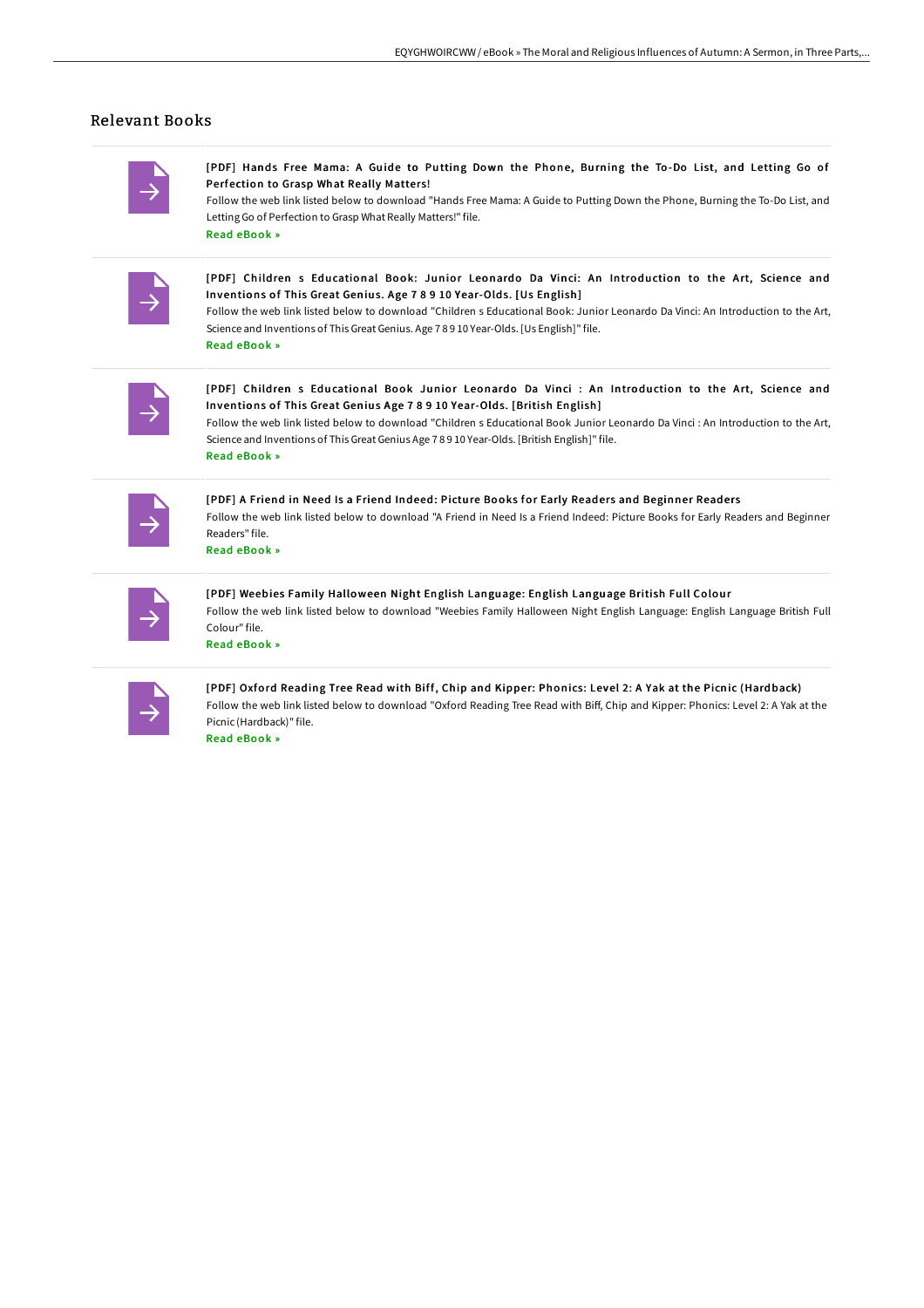## Relevant Books

**[PDF] Hands Free Mama: A Guide to Putting Down the Phone, Burning the To-Do List, and Letting Go of Perfection to Grasp What Really Matters!**

Follow the web link listed below to download "Hands Free Mama: A Guide to Putting Down the Phone, Burning the To-Do List, and Letting Go of Perfection to Grasp What Really Matters!" file.

Read eBook »

**[PDF] Children s Educational Book: Junior Leonardo Da Vinci: An Introduction to the Art, Science and Inventions of This Great Genius. Age 7 8 9 10 Year-Olds. [Us English]**

Follow the web link listed below to download "Children s Educational Book: Junior Leonardo Da Vinci: An Introduction to the Art, Science and Inventions of This Great Genius. Age 7 8 9 10 Year-Olds. [Us English]" file.

Read eBook »

**[PDF] Children s Educational Book Junior Leonardo Da Vinci : An Introduction to the Art, Science and Inventions of This Great Genius Age 7 8 9 10 Year-Olds. [British English]**

Follow the web link listed below to download "Children s Educational Book Junior Leonardo Da Vinci : An Introduction to the Art, Science and Inventions of This Great Genius Age 7 8 9 10 Year-Olds. [British English]" file.

Read eBook »

**[PDF] A Friend in Need Is a Friend Indeed: Picture Books for Early Readers and Beginner Readers**

Follow the web link listed below to download "A Friend in Need Is a Friend Indeed: Picture Books for Early Readers and Beginner Readers" file.

Read eBook »

**[PDF] Weebies Family Halloween Night English Language: English Language British Full Colour**

Follow the web link listed below to download "Weebies Family Halloween Night English Language: English Language British Full Colour" file.

Read eBook »

**[PDF] Oxford Reading Tree Read with Biff, Chip and Kipper: Phonics: Level 2: A Yak at the Picnic (Hardback)**

Follow the web link listed below to download "Oxford Reading Tree Read with Biff, Chip and Kipper: Phonics: Level 2: A Yak at the Picnic (Hardback)" file.

Read eBook »